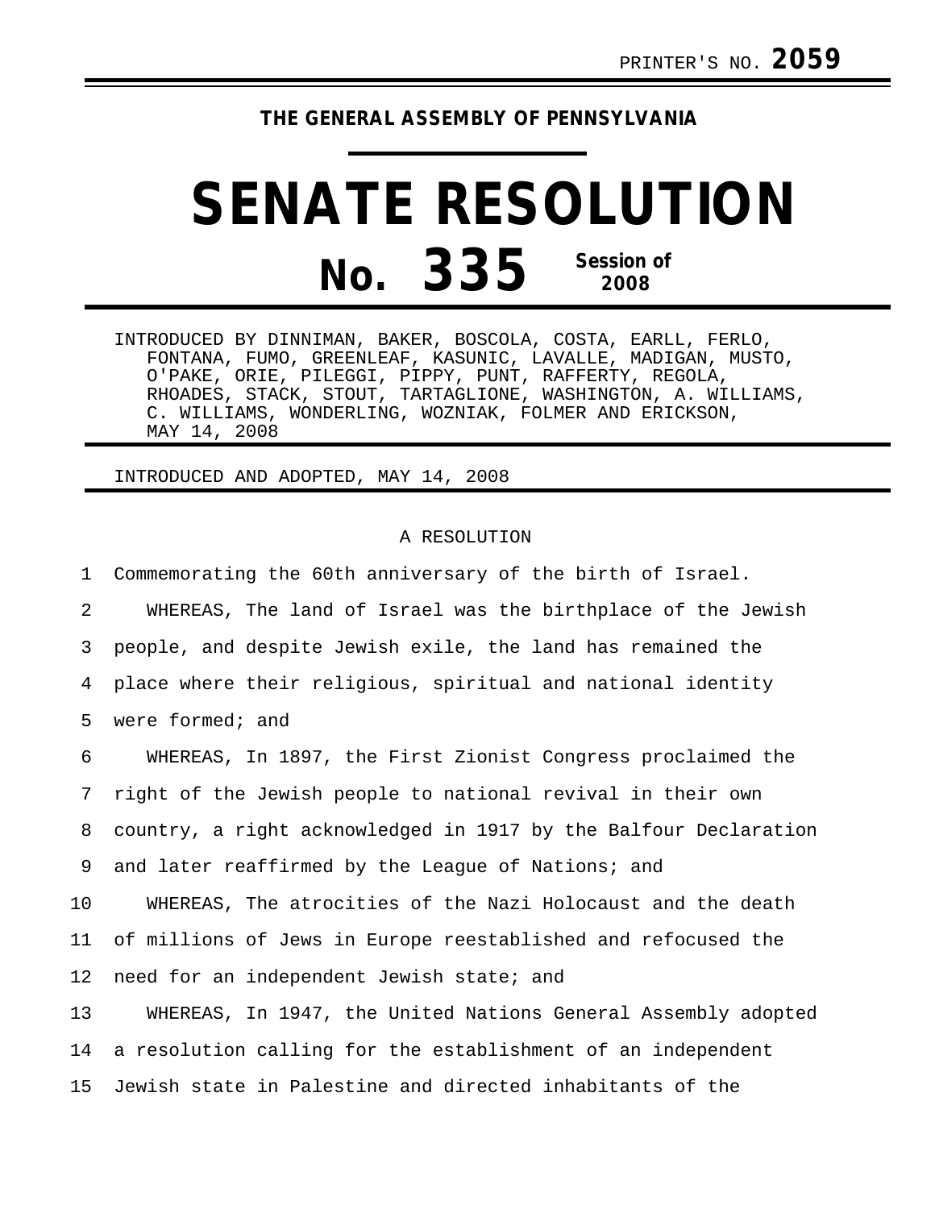PRINTER'S NO. **2059**

**THE GENERAL ASSEMBLY OF PENNSYLVANIA**

# SENATE RESOLUTION

## No. 335 Session of 2008

INTRODUCED BY DINNIMAN, BAKER, BOSCOLA, COSTA, EARLL, FERLO, FONTANA, FUMO, GREENLEAF, KASUNIC, LAVALLE, MADIGAN, MUSTO, O'PAKE, ORIE, PILEGGI, PIPPY, PUNT, RAFFERTY, REGOLA, RHOADES, STACK, STOUT, TARTAGLIONE, WASHINGTON, A. WILLIAMS, C. WILLIAMS, WONDERLING, WOZNIAK, FOLMER AND ERICKSON, MAY 14, 2008

INTRODUCED AND ADOPTED, MAY 14, 2008

A RESOLUTION

Commemorating the 60th anniversary of the birth of Israel.

WHEREAS, The land of Israel was the birthplace of the Jewish people, and despite Jewish exile, the land has remained the place where their religious, spiritual and national identity were formed; and

WHEREAS, In 1897, the First Zionist Congress proclaimed the right of the Jewish people to national revival in their own country, a right acknowledged in 1917 by the Balfour Declaration and later reaffirmed by the League of Nations; and

WHEREAS, The atrocities of the Nazi Holocaust and the death of millions of Jews in Europe reestablished and refocused the need for an independent Jewish state; and

WHEREAS, In 1947, the United Nations General Assembly adopted a resolution calling for the establishment of an independent Jewish state in Palestine and directed inhabitants of the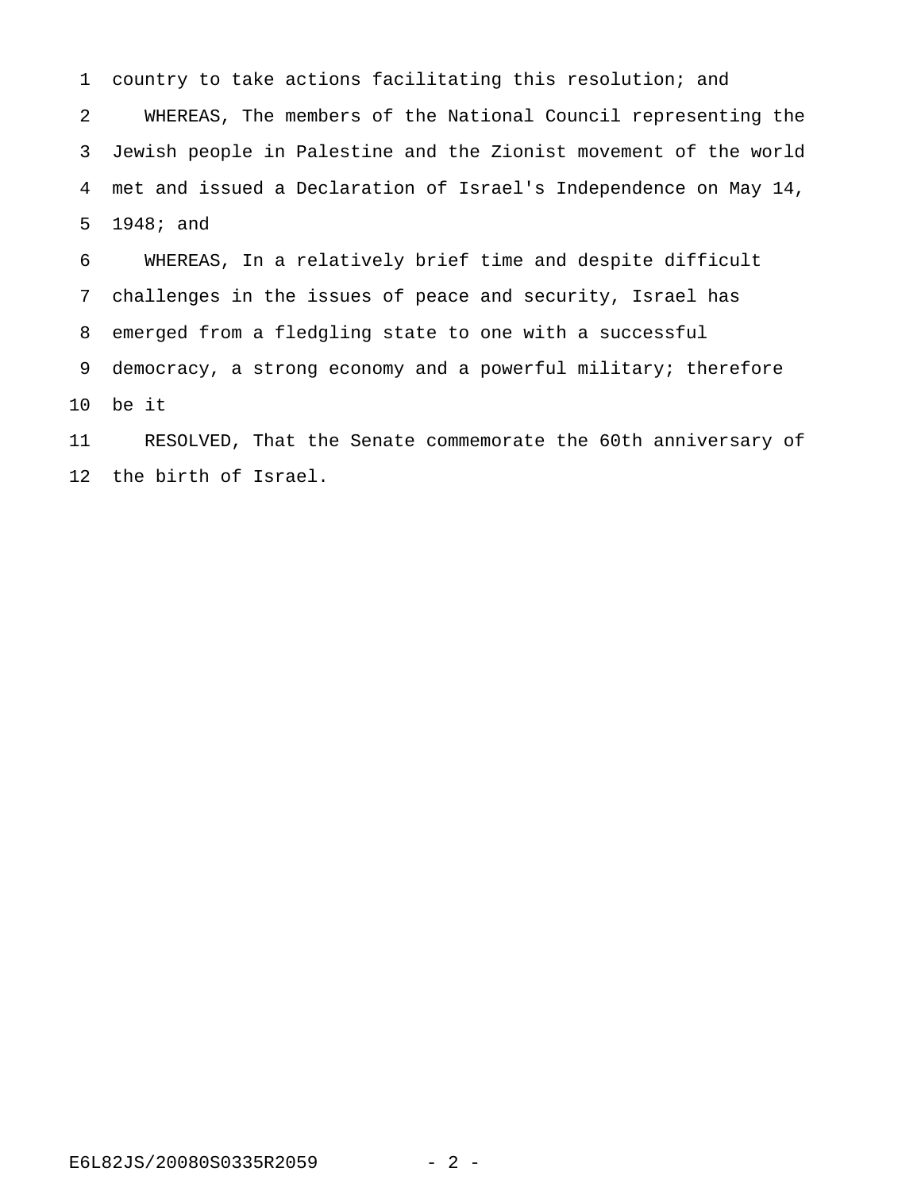country to take actions facilitating this resolution; and

WHEREAS, The members of the National Council representing the Jewish people in Palestine and the Zionist movement of the world met and issued a Declaration of Israel's Independence on May 14, 1948; and

WHEREAS, In a relatively brief time and despite difficult challenges in the issues of peace and security, Israel has emerged from a fledgling state to one with a successful democracy, a strong economy and a powerful military; therefore be it

RESOLVED, That the Senate commemorate the 60th anniversary of the birth of Israel.

E6L82JS/20080S0335R2059